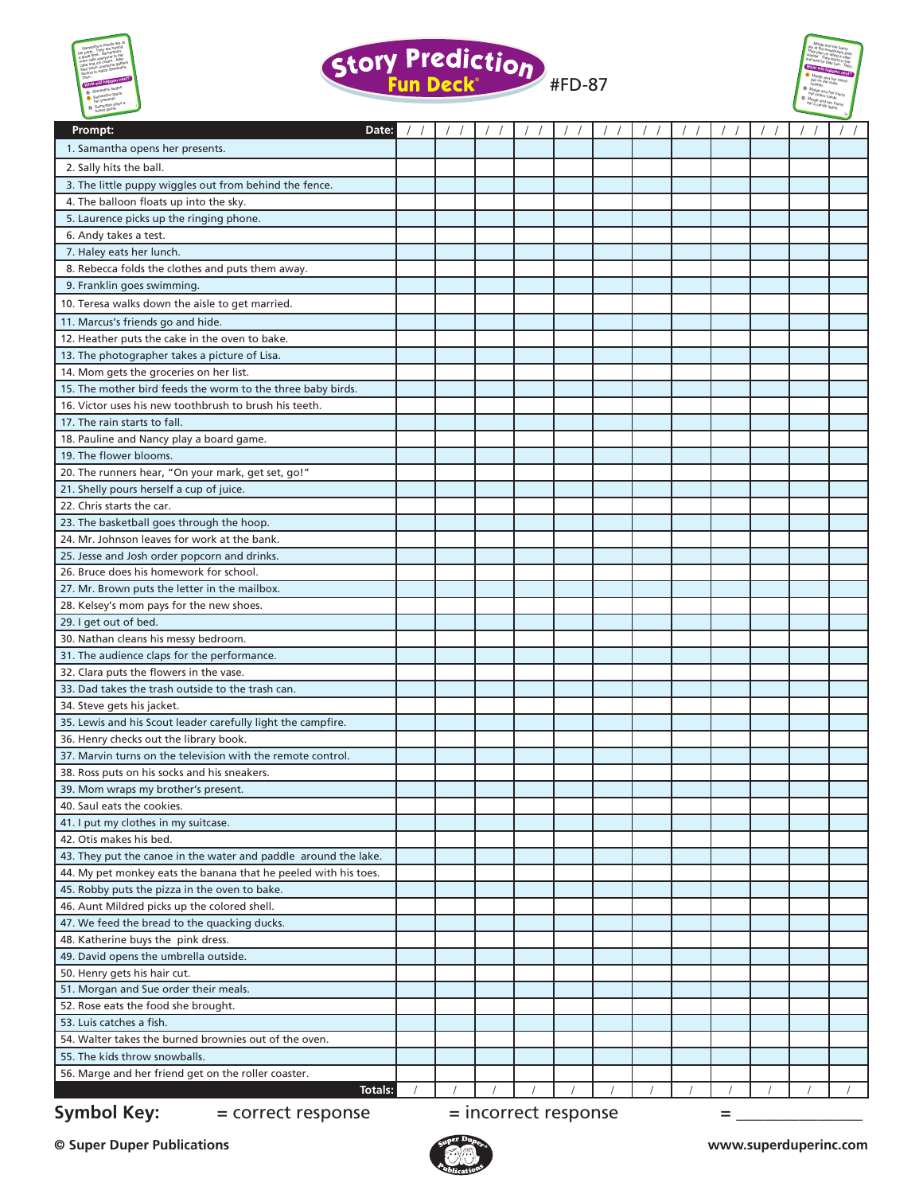# Story Prediction Fun Deck® #FD-87

| Prompt: Date: | / / | / / | / / | / / | / / | / / | / / | / / | / / | / / | / / | / / |
|---|---|---|---|---|---|---|---|---|---|---|---|---|
| 1. Samantha opens her presents. | | | | | | | | | | | | |
| 2. Sally hits the ball. | | | | | | | | | | | | |
| 3. The little puppy wiggles out from behind the fence. | | | | | | | | | | | | |
| 4. The balloon floats up into the sky. | | | | | | | | | | | | |
| 5. Laurence picks up the ringing phone. | | | | | | | | | | | | |
| 6. Andy takes a test. | | | | | | | | | | | | |
| 7. Haley eats her lunch. | | | | | | | | | | | | |
| 8. Rebecca folds the clothes and puts them away. | | | | | | | | | | | | |
| 9. Franklin goes swimming. | | | | | | | | | | | | |
| 10. Teresa walks down the aisle to get married. | | | | | | | | | | | | |
| 11. Marcus's friends go and hide. | | | | | | | | | | | | |
| 12. Heather puts the cake in the oven to bake. | | | | | | | | | | | | |
| 13. The photographer takes a picture of Lisa. | | | | | | | | | | | | |
| 14. Mom gets the groceries on her list. | | | | | | | | | | | | |
| 15. The mother bird feeds the worm to the three baby birds. | | | | | | | | | | | | |
| 16. Victor uses his new toothbrush to brush his teeth. | | | | | | | | | | | | |
| 17. The rain starts to fall. | | | | | | | | | | | | |
| 18. Pauline and Nancy play a board game. | | | | | | | | | | | | |
| 19. The flower blooms. | | | | | | | | | | | | |
| 20. The runners hear, "On your mark, get set, go!" | | | | | | | | | | | | |
| 21. Shelly pours herself a cup of juice. | | | | | | | | | | | | |
| 22. Chris starts the car. | | | | | | | | | | | | |
| 23. The basketball goes through the hoop. | | | | | | | | | | | | |
| 24. Mr. Johnson leaves for work at the bank. | | | | | | | | | | | | |
| 25. Jesse and Josh order popcorn and drinks. | | | | | | | | | | | | |
| 26. Bruce does his homework for school. | | | | | | | | | | | | |
| 27. Mr. Brown puts the letter in the mailbox. | | | | | | | | | | | | |
| 28. Kelsey's mom pays for the new shoes. | | | | | | | | | | | | |
| 29. I get out of bed. | | | | | | | | | | | | |
| 30. Nathan cleans his messy bedroom. | | | | | | | | | | | | |
| 31. The audience claps for the performance. | | | | | | | | | | | | |
| 32. Clara puts the flowers in the vase. | | | | | | | | | | | | |
| 33. Dad takes the trash outside to the trash can. | | | | | | | | | | | | |
| 34. Steve gets his jacket. | | | | | | | | | | | | |
| 35. Lewis and his Scout leader carefully light the campfire. | | | | | | | | | | | | |
| 36. Henry checks out the library book. | | | | | | | | | | | | |
| 37. Marvin turns on the television with the remote control. | | | | | | | | | | | | |
| 38. Ross puts on his socks and his sneakers. | | | | | | | | | | | | |
| 39. Mom wraps my brother's present. | | | | | | | | | | | | |
| 40. Saul eats the cookies. | | | | | | | | | | | | |
| 41. I put my clothes in my suitcase. | | | | | | | | | | | | |
| 42. Otis makes his bed. | | | | | | | | | | | | |
| 43. They put the canoe in the water and paddle around the lake. | | | | | | | | | | | | |
| 44. My pet monkey eats the banana that he peeled with his toes. | | | | | | | | | | | | |
| 45. Robby puts the pizza in the oven to bake. | | | | | | | | | | | | |
| 46. Aunt Mildred picks up the colored shell. | | | | | | | | | | | | |
| 47. We feed the bread to the quacking ducks. | | | | | | | | | | | | |
| 48. Katherine buys the pink dress. | | | | | | | | | | | | |
| 49. David opens the umbrella outside. | | | | | | | | | | | | |
| 50. Henry gets his hair cut. | | | | | | | | | | | | |
| 51. Morgan and Sue order their meals. | | | | | | | | | | | | |
| 52. Rose eats the food she brought. | | | | | | | | | | | | |
| 53. Luis catches a fish. | | | | | | | | | | | | |
| 54. Walter takes the burned brownies out of the oven. | | | | | | | | | | | | |
| 55. The kids throw snowballs. | | | | | | | | | | | | |
| 56. Marge and her friend get on the roller coaster. | | | | | | | | | | | | |
| Totals: | / | / | / | / | / | / | / | / | / | / | / | / |

**Symbol Key:** = correct response = incorrect response = _______________

© Super Duper Publications www.superduperinc.com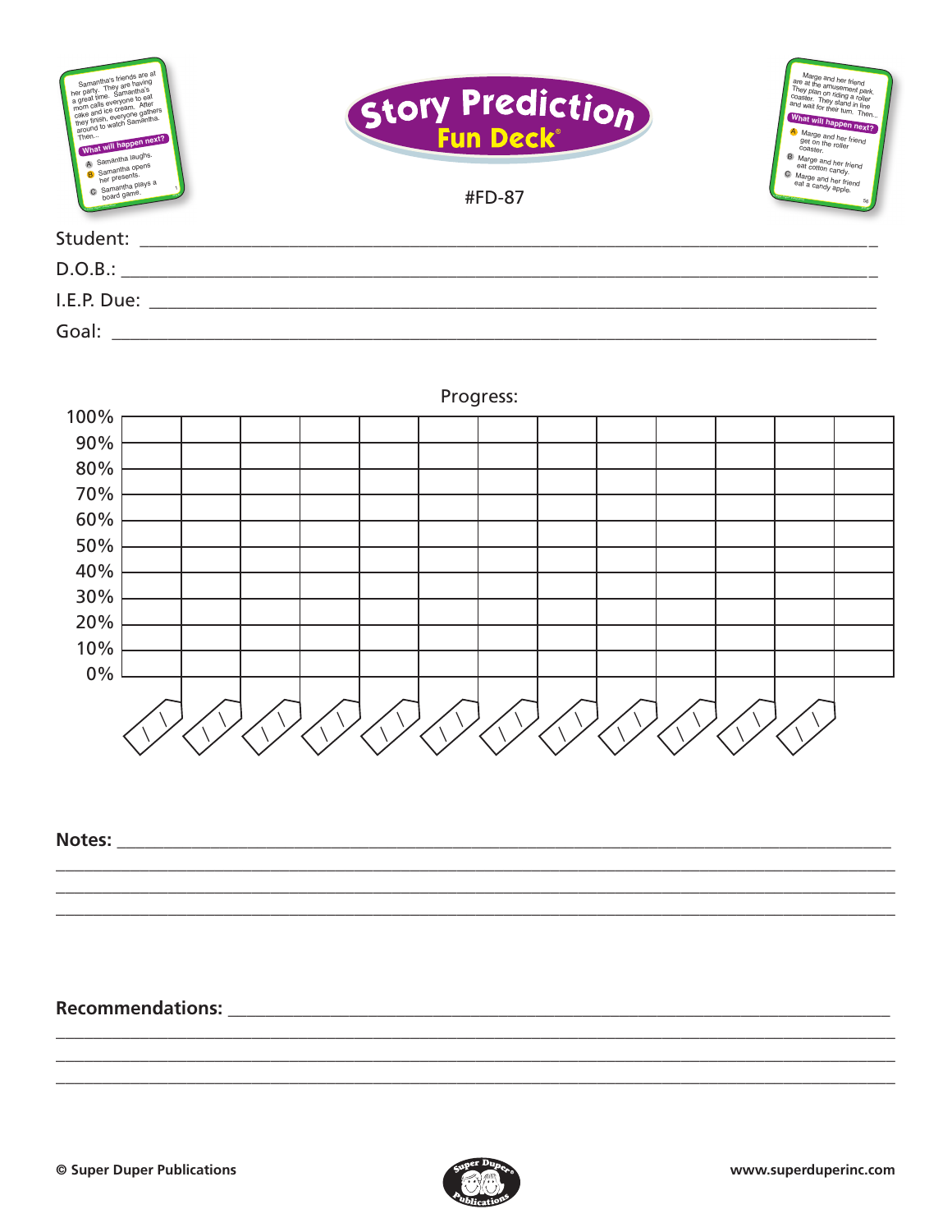# Story Prediction Fun Deck®

#FD-87

Student: ___________________________________________

D.O.B.: ___________________________________________

I.E.P. Due: ___________________________________________

Goal: ___________________________________________

Progress:

100%
90%
80%
70%
60%
50%
40%
30%
20%
10%
0%

**Notes:** ___________________________________________

___________________________________________

___________________________________________

___________________________________________

**Recommendations:** ___________________________________________

___________________________________________

___________________________________________

___________________________________________

© Super Duper Publications

www.superduperinc.com